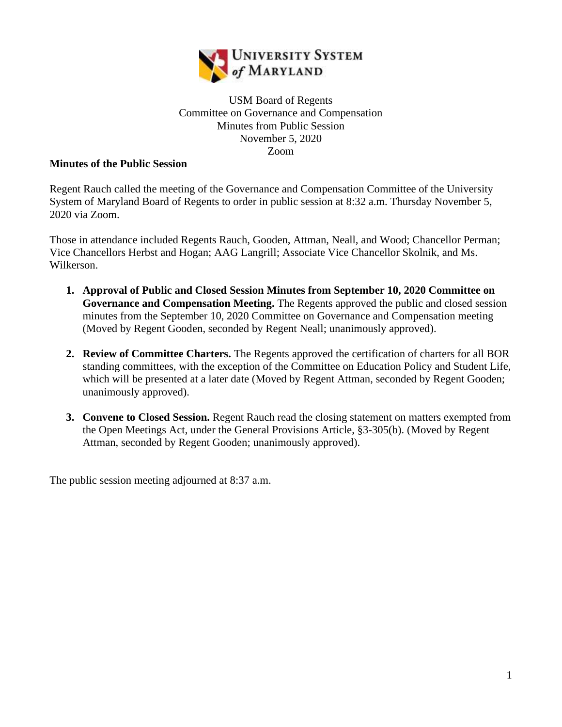USM Board of Regents
Committee on Governance and Compensation
Minutes from Public Session
November 5, 2020
Zoom

**Minutes of the Public Session**

Regent Rauch called the meeting of the Governance and Compensation Committee of the University System of Maryland Board of Regents to order in public session at 8:32 a.m. Thursday November 5, 2020 via Zoom.

Those in attendance included Regents Rauch, Gooden, Attman, Neall, and Wood; Chancellor Perman; Vice Chancellors Herbst and Hogan; AAG Langrill; Associate Vice Chancellor Skolnik, and Ms. Wilkerson.

1. **Approval of Public and Closed Session Minutes from September 10, 2020 Committee on Governance and Compensation Meeting.** The Regents approved the public and closed session minutes from the September 10, 2020 Committee on Governance and Compensation meeting (Moved by Regent Gooden, seconded by Regent Neall; unanimously approved).

2. **Review of Committee Charters.** The Regents approved the certification of charters for all BOR standing committees, with the exception of the Committee on Education Policy and Student Life, which will be presented at a later date (Moved by Regent Attman, seconded by Regent Gooden; unanimously approved).

3. **Convene to Closed Session.** Regent Rauch read the closing statement on matters exempted from the Open Meetings Act, under the General Provisions Article, §3-305(b). (Moved by Regent Attman, seconded by Regent Gooden; unanimously approved).

The public session meeting adjourned at 8:37 a.m.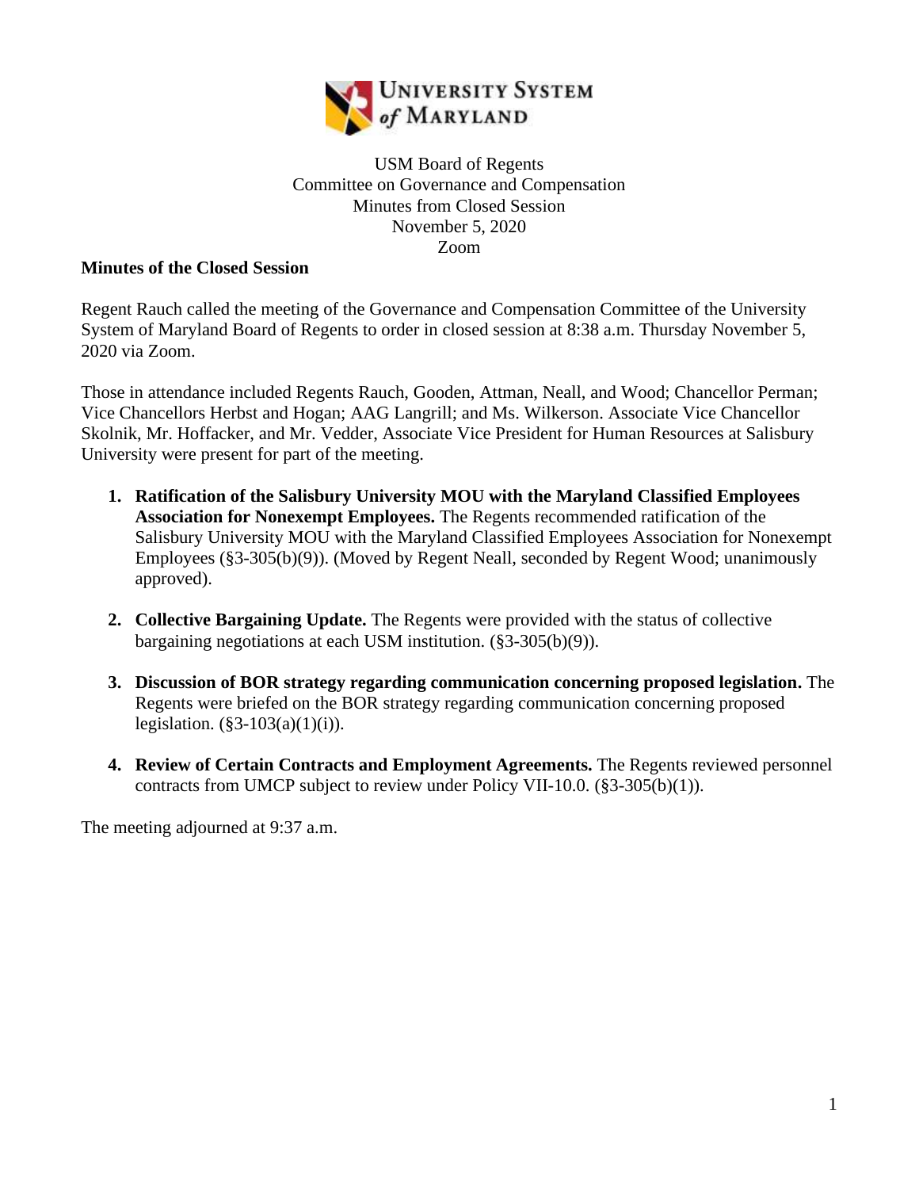USM Board of Regents
Committee on Governance and Compensation
Minutes from Closed Session
November 5, 2020
Zoom

**Minutes of the Closed Session**

Regent Rauch called the meeting of the Governance and Compensation Committee of the University System of Maryland Board of Regents to order in closed session at 8:38 a.m. Thursday November 5, 2020 via Zoom.

Those in attendance included Regents Rauch, Gooden, Attman, Neall, and Wood; Chancellor Perman; Vice Chancellors Herbst and Hogan; AAG Langrill; and Ms. Wilkerson. Associate Vice Chancellor Skolnik, Mr. Hoffacker, and Mr. Vedder, Associate Vice President for Human Resources at Salisbury University were present for part of the meeting.

1. **Ratification of the Salisbury University MOU with the Maryland Classified Employees Association for Nonexempt Employees.** The Regents recommended ratification of the Salisbury University MOU with the Maryland Classified Employees Association for Nonexempt Employees (§3-305(b)(9)). (Moved by Regent Neall, seconded by Regent Wood; unanimously approved).

2. **Collective Bargaining Update.** The Regents were provided with the status of collective bargaining negotiations at each USM institution. (§3-305(b)(9)).

3. **Discussion of BOR strategy regarding communication concerning proposed legislation.** The Regents were briefed on the BOR strategy regarding communication concerning proposed legislation. (§3-103(a)(1)(i)).

4. **Review of Certain Contracts and Employment Agreements.** The Regents reviewed personnel contracts from UMCP subject to review under Policy VII-10.0. (§3-305(b)(1)).

The meeting adjourned at 9:37 a.m.